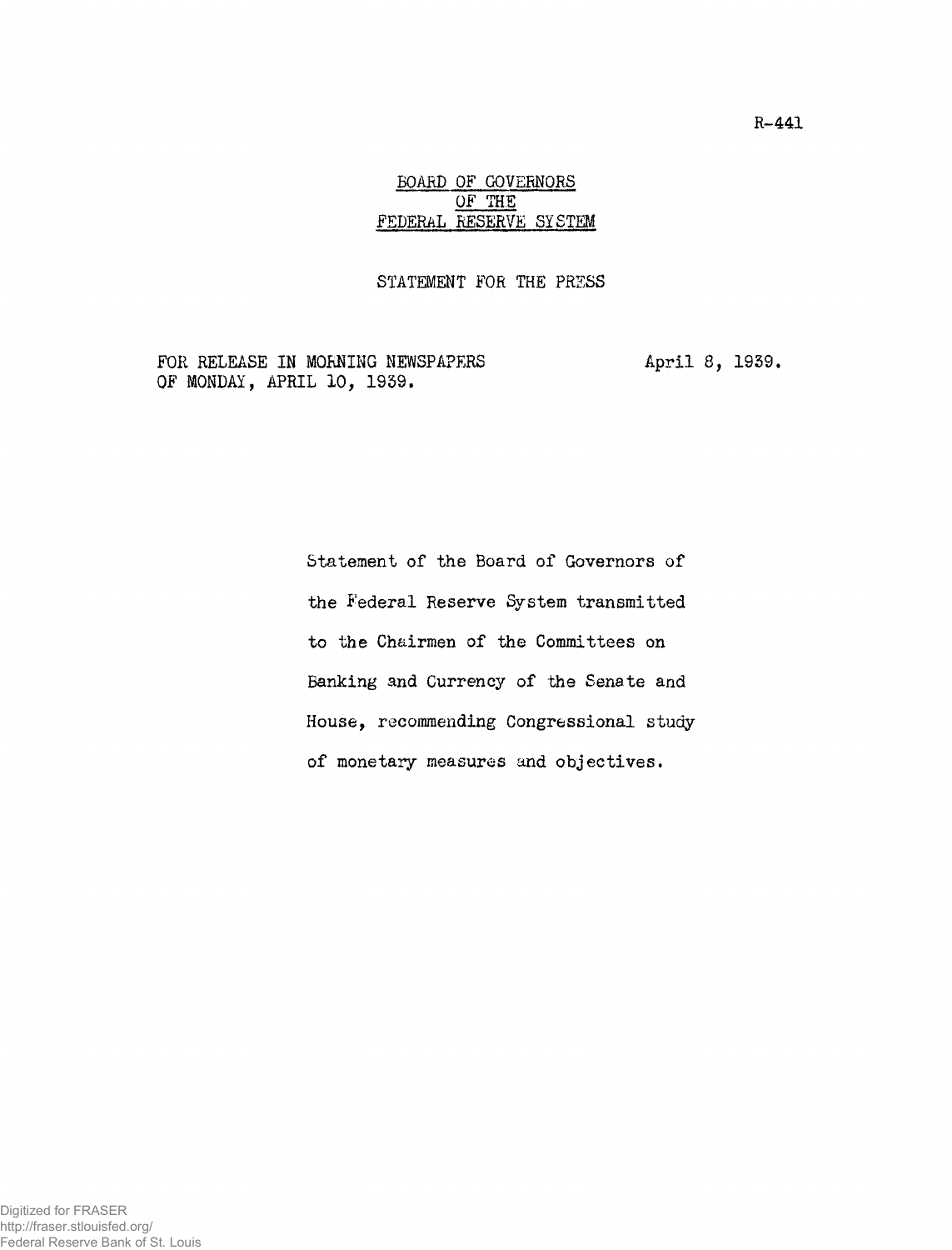R-441

# BOARD OF GOVERNORS OF THE FEDERAL RESERVE SYSTEM

STATEMENT FOR THE PRESS

FOR RELEASE IN MORNING NEWSPAPERS OF MONDAY, APRIL 10, 1939.

April 8, 1939.

Statement of the Board of Governors of the Federal Reserve System transmitted to the Chairmen of the Committees on Banking and Currency of the Senate and House, recommending Congressional study of monetary measures and objectives.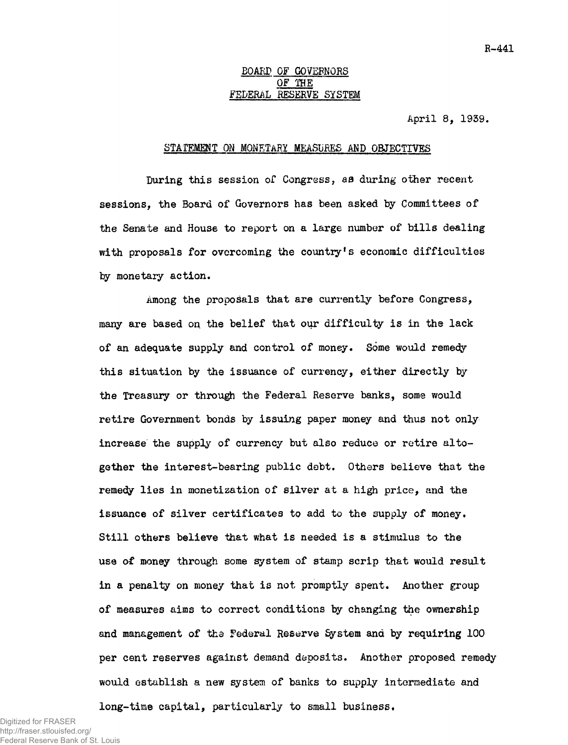R-441

BOARD OF GOVERNORS
OF THE
FEDERAL RESERVE SYSTEM

April 8, 1939.

STATEMENT ON MONETARY MEASURES AND OBJECTIVES

During this session of Congress, as during other recent sessions, the Board of Governors has been asked by Committees of the Senate and House to report on a large number of bills dealing with proposals for overcoming the country's economic difficulties by monetary action.

Among the proposals that are currently before Congress, many are based on the belief that our difficulty is in the lack of an adequate supply and control of money. Some would remedy this situation by the issuance of currency, either directly by the Treasury or through the Federal Reserve banks, some would retire Government bonds by issuing paper money and thus not only increase the supply of currency but also reduce or retire altogether the interest-bearing public debt. Others believe that the remedy lies in monetization of silver at a high price, and the issuance of silver certificates to add to the supply of money. Still others believe that what is needed is a stimulus to the use of money through some system of stamp scrip that would result in a penalty on money that is not promptly spent. Another group of measures aims to correct conditions by changing the ownership and management of the Federal Reserve System and by requiring 100 per cent reserves against demand deposits. Another proposed remedy would establish a new system of banks to supply intermediate and long-time capital, particularly to small business.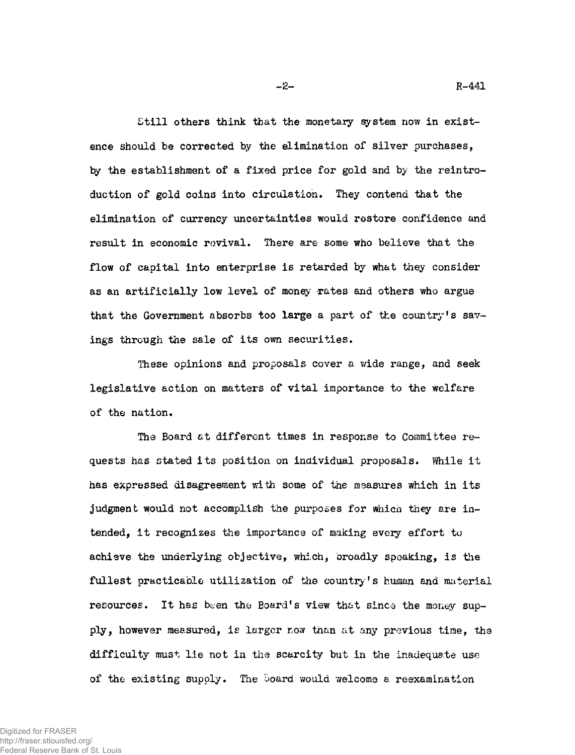Still others think that the monetary system now in existence should be corrected by the elimination of silver purchases, by the establishment of a fixed price for gold and by the reintroduction of gold coins into circulation. They contend that the elimination of currency uncertainties would restore confidence and result in economic revival. There are some who believe that the flow of capital into enterprise is retarded by what they consider as an artificially low level of money rates and others who argue that the Government absorbs too large a part of the country's savings through the sale of its own securities.

These opinions and proposals cover a wide range, and seek legislative action on matters of vital importance to the welfare of the nation.

The Board at different times in response to Committee requests has stated its position on individual proposals. While it has expressed disagreement with some of the measures which in its judgment would not accomplish the purposes for which they are intended, it recognizes the importance of making every effort to achieve the underlying objective, which, broadly speaking, is the fullest practicable utilization of the country's human and material resources. It has been the Board's view that since the money supply, however measured, is larger now than at any previous time, the difficulty must lie not in the scarcity but in the inadequate use of the existing supply. The Board would welcome a reexamination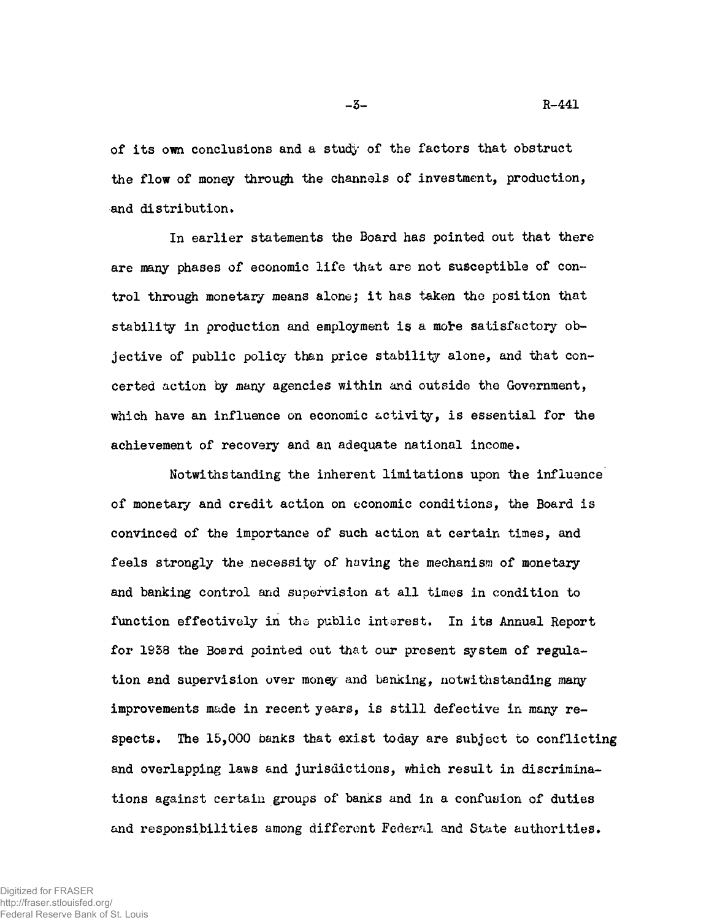of its own conclusions and a study of the factors that obstruct the flow of money through the channels of investment, production, and distribution.

In earlier statements the Board has pointed out that there are many phases of economic life that are not susceptible of control through monetary means alone; it has taken the position that stability in production and employment is a more satisfactory objective of public policy than price stability alone, and that concerted action by many agencies within and outside the Government, which have an influence on economic activity, is essential for the achievement of recovery and an adequate national income.

Notwithstanding the inherent limitations upon the influence of monetary and credit action on economic conditions, the Board is convinced of the importance of such action at certain times, and feels strongly the necessity of having the mechanism of monetary and banking control and supervision at all times in condition to function effectively in the public interest. In its Annual Report for 1938 the Board pointed out that our present system of regulation and supervision over money and banking, notwithstanding many improvements made in recent years, is still defective in many respects. The 15,000 banks that exist today are subject to conflicting and overlapping laws and jurisdictions, which result in discriminations against certain groups of banks and in a confusion of duties and responsibilities among different Federal and State authorities.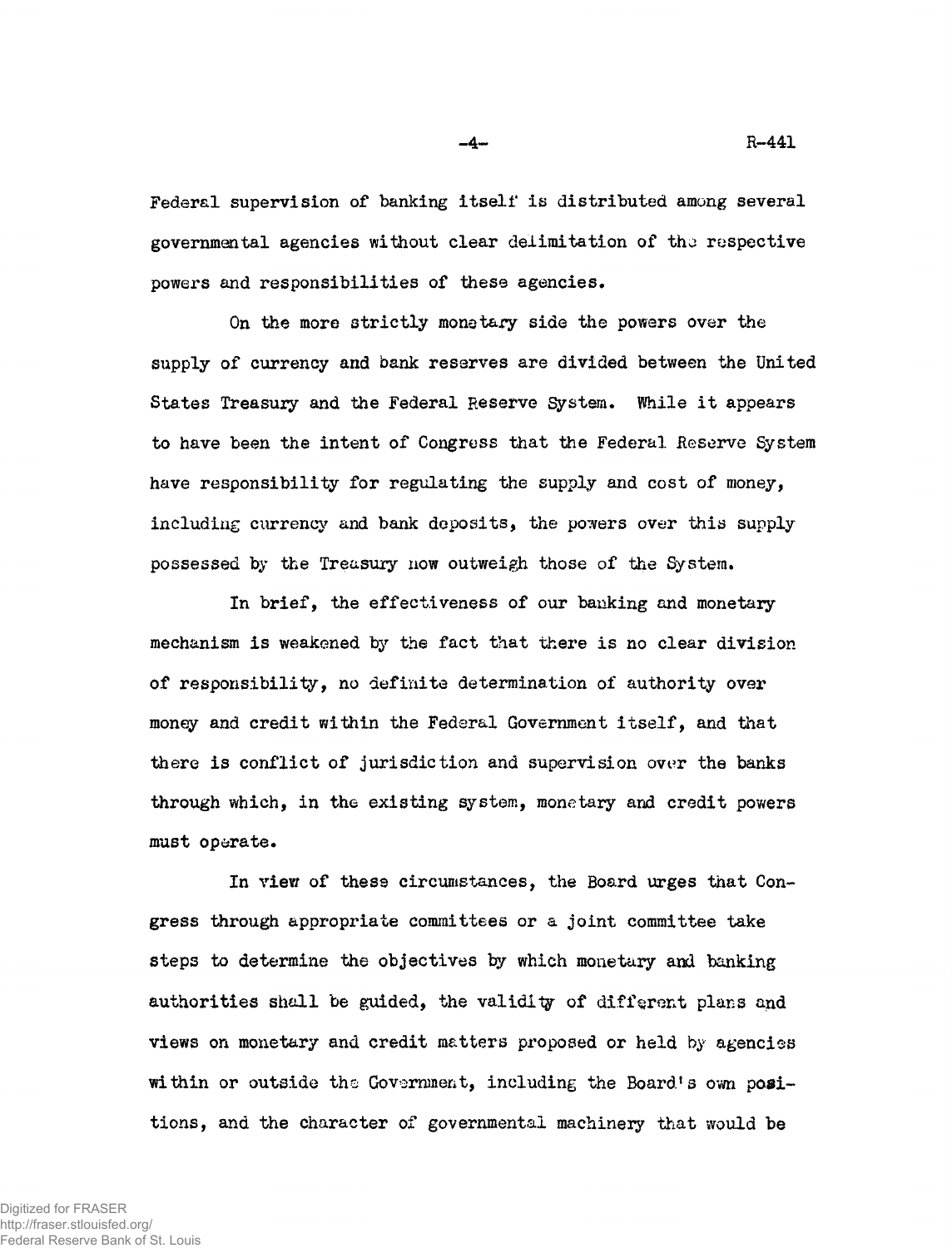Federal supervision of banking itself is distributed among several governmental agencies without clear delimitation of the respective powers and responsibilities of these agencies.

On the more strictly monetary side the powers over the supply of currency and bank reserves are divided between the United States Treasury and the Federal Reserve System. While it appears to have been the intent of Congress that the Federal Reserve System have responsibility for regulating the supply and cost of money, including currency and bank deposits, the powers over this supply possessed by the Treasury now outweigh those of the System.

In brief, the effectiveness of our banking and monetary mechanism is weakened by the fact that there is no clear division of responsibility, no definite determination of authority over money and credit within the Federal Government itself, and that there is conflict of jurisdiction and supervision over the banks through which, in the existing system, monetary and credit powers must operate.

In view of these circumstances, the Board urges that Congress through appropriate committees or a joint committee take steps to determine the objectives by which monetary and banking authorities shall be guided, the validity of different plans and views on monetary and credit matters proposed or held by agencies within or outside the Government, including the Board's own positions, and the character of governmental machinery that would be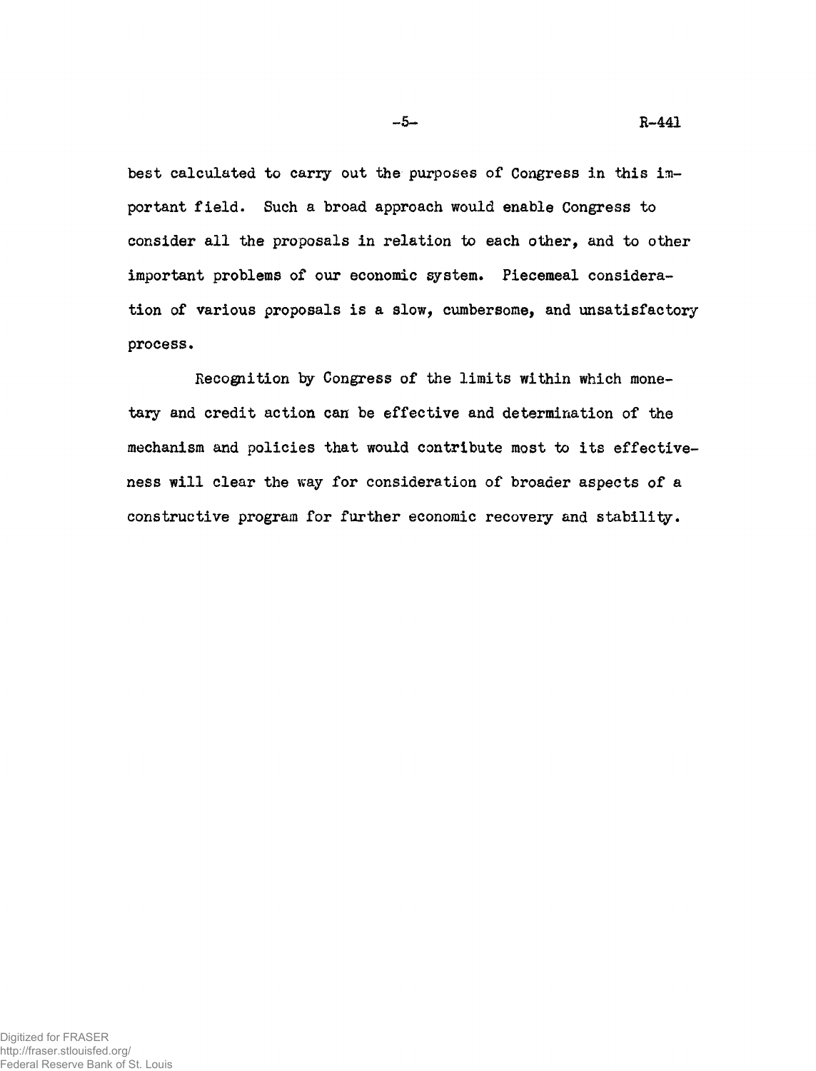best calculated to carry out the purposes of Congress in this important field. Such a broad approach would enable Congress to consider all the proposals in relation to each other, and to other important problems of our economic system. Piecemeal consideration of various proposals is a slow, cumbersome, and unsatisfactory process.

Recognition by Congress of the limits within which monetary and credit action can be effective and determination of the mechanism and policies that would contribute most to its effectiveness will clear the way for consideration of broader aspects of a constructive program for further economic recovery and stability.